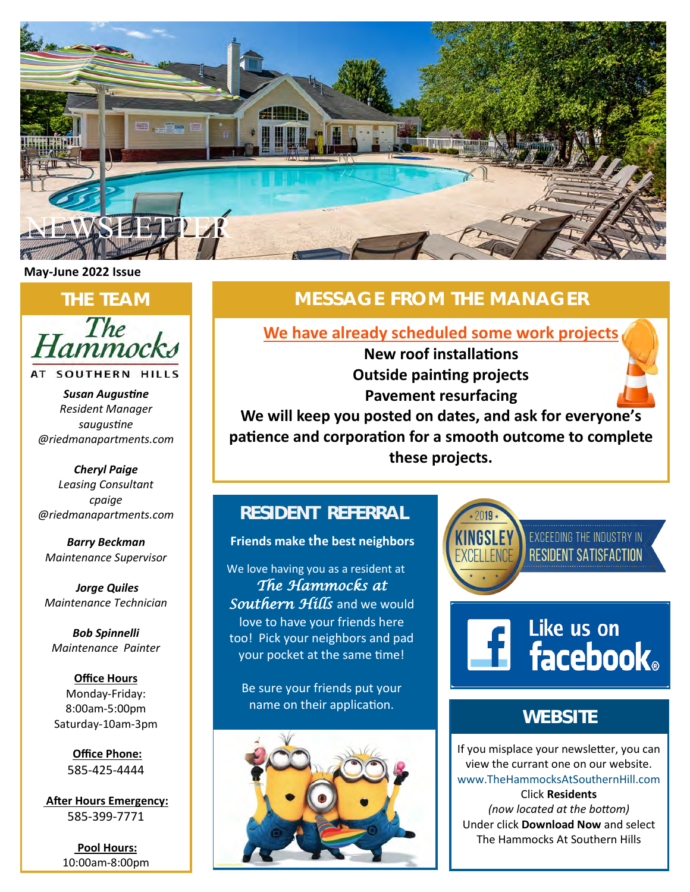# NEWSLETTER

**May-June 2022 Issue**

## THE TEAM

The Hammocks AT SOUTHERN HILLS

***Susan Augustine***
*Resident Manager*
*saugustine @riedmanapartments.com*

***Cheryl Paige***
*Leasing Consultant*
*cpaige @riedmanapartments.com*

***Barry Beckman***
*Maintenance Supervisor*

***Jorge Quiles***
*Maintenance Technician*

***Bob Spinnelli***
*Maintenance Painter*

**Office Hours**
Monday-Friday: 8:00am-5:00pm
Saturday-10am-3pm

**Office Phone:**
585-425-4444

**After Hours Emergency:**
585-399-7771

**Pool Hours:**
10:00am-8:00pm

## MESSAGE FROM THE MANAGER

**We have already scheduled some work projects**

**New roof installations**
**Outside painting projects**
**Pavement resurfacing**

**We will keep you posted on dates, and ask for everyone's patience and corporation for a smooth outcome to complete these projects.**

## RESIDENT REFERRAL

**Friends make the best neighbors**

We love having you as a resident at *The Hammocks at Southern Hills* and we would love to have your friends here too! Pick your neighbors and pad your pocket at the same time!

Be sure your friends put your name on their application.

2019 KINGSLEY EXCELLENCE — EXCEEDING THE INDUSTRY IN RESIDENT SATISFACTION

Like us on facebook

## WEBSITE

If you misplace your newsletter, you can view the currant one on our website.
www.TheHammocksAtSouthernHill.com
Click **Residents**
*(now located at the bottom)*
Under click **Download Now** and select The Hammocks At Southern Hills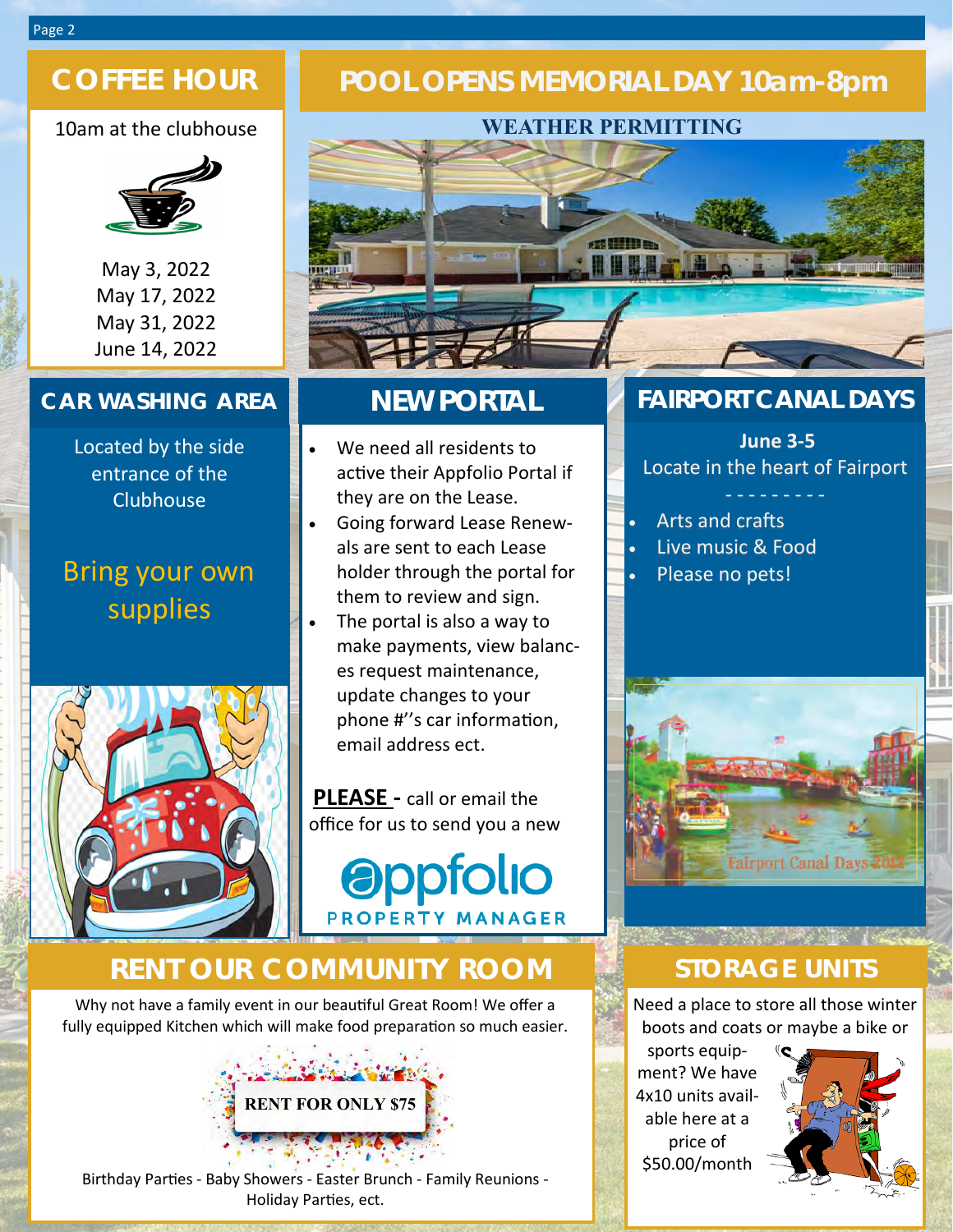## COFFEE HOUR

10am at the clubhouse

May 3, 2022
May 17, 2022
May 31, 2022
June 14, 2022

## POOL OPENS MEMORIAL DAY 10am-8pm

**WEATHER PERMITTING**

## CAR WASHING AREA

Located by the side entrance of the Clubhouse

Bring your own supplies

## NEW PORTAL

- We need all residents to active their Appfolio Portal if they are on the Lease.
- Going forward Lease Renewals are sent to each Lease holder through the portal for them to review and sign.
- The portal is also a way to make payments, view balances request maintenance, update changes to your phone #''s car information, email address ect.

**PLEASE -** call or email the office for us to send you a new

appfolio PROPERTY MANAGER

## FAIRPORT CANAL DAYS

**June 3-5**

Locate in the heart of Fairport

- - - - - - - - -

- Arts and crafts
- Live music & Food
- Please no pets!

Fairport Canal Days 2012

## RENT OUR COMMUNITY ROOM

Why not have a family event in our beautiful Great Room! We offer a fully equipped Kitchen which will make food preparation so much easier.

**RENT FOR ONLY $75**

Birthday Parties - Baby Showers - Easter Brunch - Family Reunions - Holiday Parties, ect.

## STORAGE UNITS

Need a place to store all those winter boots and coats or maybe a bike or sports equipment? We have 4x10 units available here at a price of $50.00/month